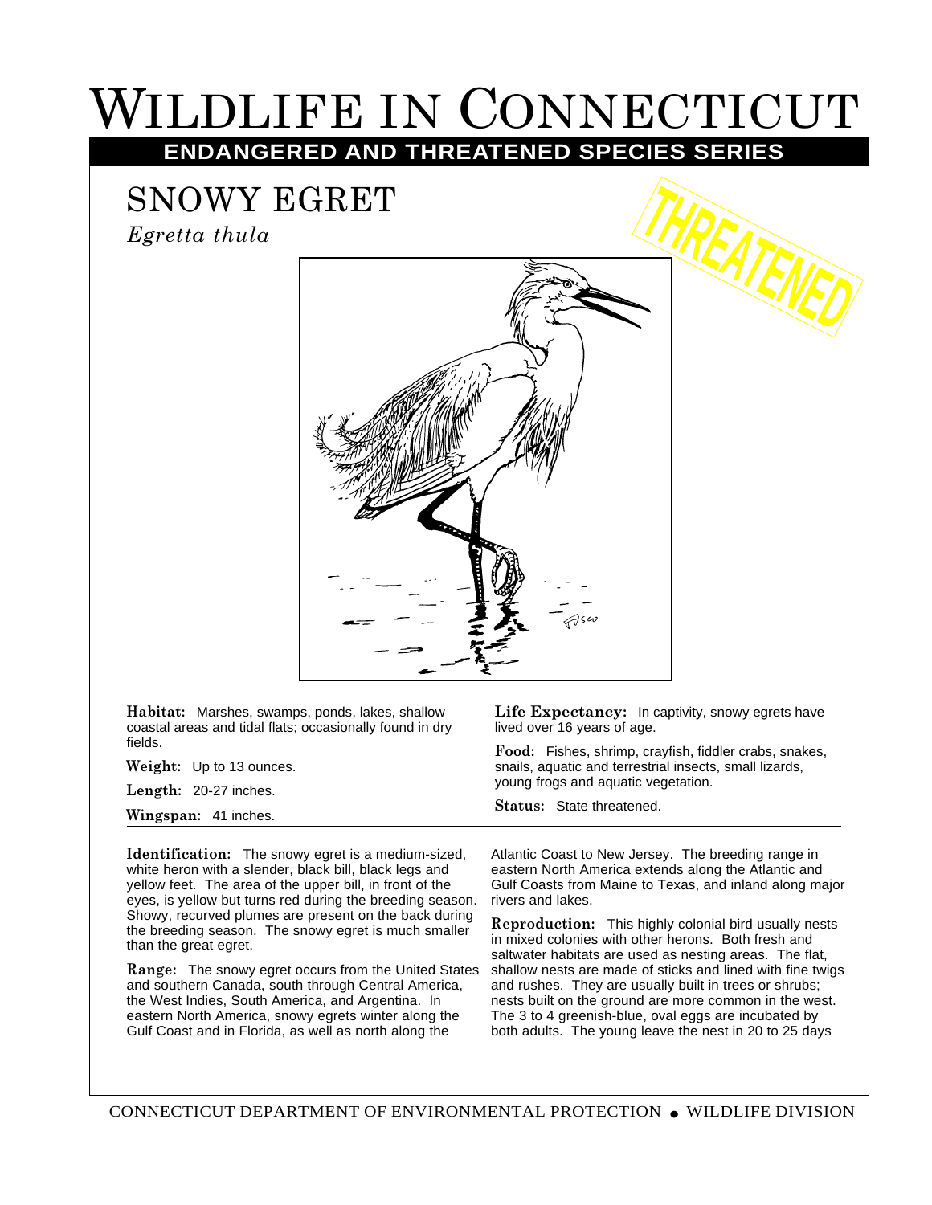# WILDLIFE IN CONNECTICUT

**ENDANGERED AND THREATENED SPECIES SERIES**

## SNOWY EGRET

*Egretta thula*

THREATENED

**Habitat:** Marshes, swamps, ponds, lakes, shallow coastal areas and tidal flats; occasionally found in dry fields.

**Weight:** Up to 13 ounces.

**Length:** 20-27 inches.

**Wingspan:** 41 inches.

**Life Expectancy:** In captivity, snowy egrets have lived over 16 years of age.

**Food:** Fishes, shrimp, crayfish, fiddler crabs, snakes, snails, aquatic and terrestrial insects, small lizards, young frogs and aquatic vegetation.

**Status:** State threatened.

**Identification:** The snowy egret is a medium-sized, white heron with a slender, black bill, black legs and yellow feet. The area of the upper bill, in front of the eyes, is yellow but turns red during the breeding season. Showy, recurved plumes are present on the back during the breeding season. The snowy egret is much smaller than the great egret.

**Range:** The snowy egret occurs from the United States and southern Canada, south through Central America, the West Indies, South America, and Argentina. In eastern North America, snowy egrets winter along the Gulf Coast and in Florida, as well as north along the Atlantic Coast to New Jersey. The breeding range in eastern North America extends along the Atlantic and Gulf Coasts from Maine to Texas, and inland along major rivers and lakes.

**Reproduction:** This highly colonial bird usually nests in mixed colonies with other herons. Both fresh and saltwater habitats are used as nesting areas. The flat, shallow nests are made of sticks and lined with fine twigs and rushes. They are usually built in trees or shrubs; nests built on the ground are more common in the west. The 3 to 4 greenish-blue, oval eggs are incubated by both adults. The young leave the nest in 20 to 25 days

CONNECTICUT DEPARTMENT OF ENVIRONMENTAL PROTECTION • WILDLIFE DIVISION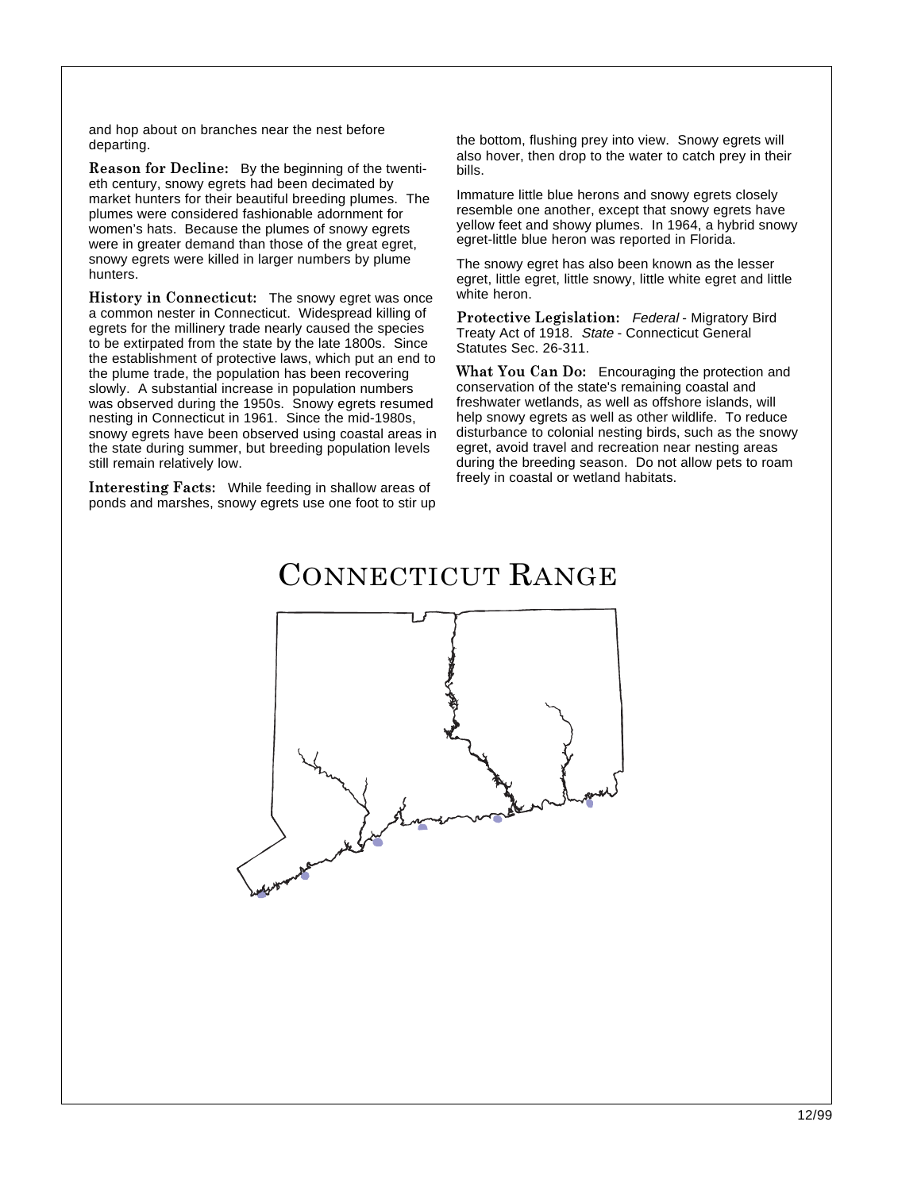and hop about on branches near the nest before departing.

**Reason for Decline:** By the beginning of the twentieth century, snowy egrets had been decimated by market hunters for their beautiful breeding plumes. The plumes were considered fashionable adornment for women's hats. Because the plumes of snowy egrets were in greater demand than those of the great egret, snowy egrets were killed in larger numbers by plume hunters.

**History in Connecticut:** The snowy egret was once a common nester in Connecticut. Widespread killing of egrets for the millinery trade nearly caused the species to be extirpated from the state by the late 1800s. Since the establishment of protective laws, which put an end to the plume trade, the population has been recovering slowly. A substantial increase in population numbers was observed during the 1950s. Snowy egrets resumed nesting in Connecticut in 1961. Since the mid-1980s, snowy egrets have been observed using coastal areas in the state during summer, but breeding population levels still remain relatively low.

**Interesting Facts:** While feeding in shallow areas of ponds and marshes, snowy egrets use one foot to stir up the bottom, flushing prey into view. Snowy egrets will also hover, then drop to the water to catch prey in their bills.

Immature little blue herons and snowy egrets closely resemble one another, except that snowy egrets have yellow feet and showy plumes. In 1964, a hybrid snowy egret-little blue heron was reported in Florida.

The snowy egret has also been known as the lesser egret, little egret, little snowy, little white egret and little white heron.

**Protective Legislation:** *Federal* - Migratory Bird Treaty Act of 1918. *State* - Connecticut General Statutes Sec. 26-311.

**What You Can Do:** Encouraging the protection and conservation of the state's remaining coastal and freshwater wetlands, as well as offshore islands, will help snowy egrets as well as other wildlife. To reduce disturbance to colonial nesting birds, such as the snowy egret, avoid travel and recreation near nesting areas during the breeding season. Do not allow pets to roam freely in coastal or wetland habitats.

## Connecticut Range

12/99